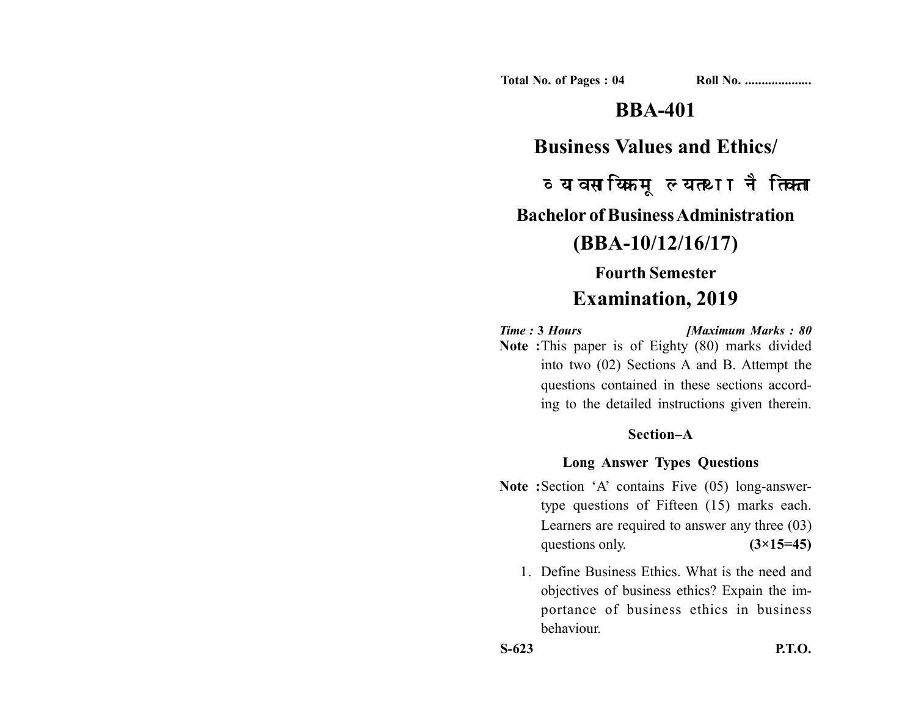Total No. of Pages : 04 Roll No. ....................

# BBA-401

## Business Values and Ethics/

## व्यावसायिक मूल्य तथा नैतिकता

## Bachelor of Business Administration

## (BBA-10/12/16/17)

### Fourth Semester

## Examination, 2019

*Time :* **3** *Hours* *[Maximum Marks : 80*

**Note :** This paper is of Eighty (80) marks divided into two (02) Sections A and B. Attempt the questions contained in these sections according to the detailed instructions given therein.

### Section–A

### Long Answer Types Questions

**Note :** Section 'A' contains Five (05) long-answer-type questions of Fifteen (15) marks each. Learners are required to answer any three (03) questions only. **(3×15=45)**

1. Define Business Ethics. What is the need and objectives of business ethics? Expain the importance of business ethics in business behaviour.

S-623 P.T.O.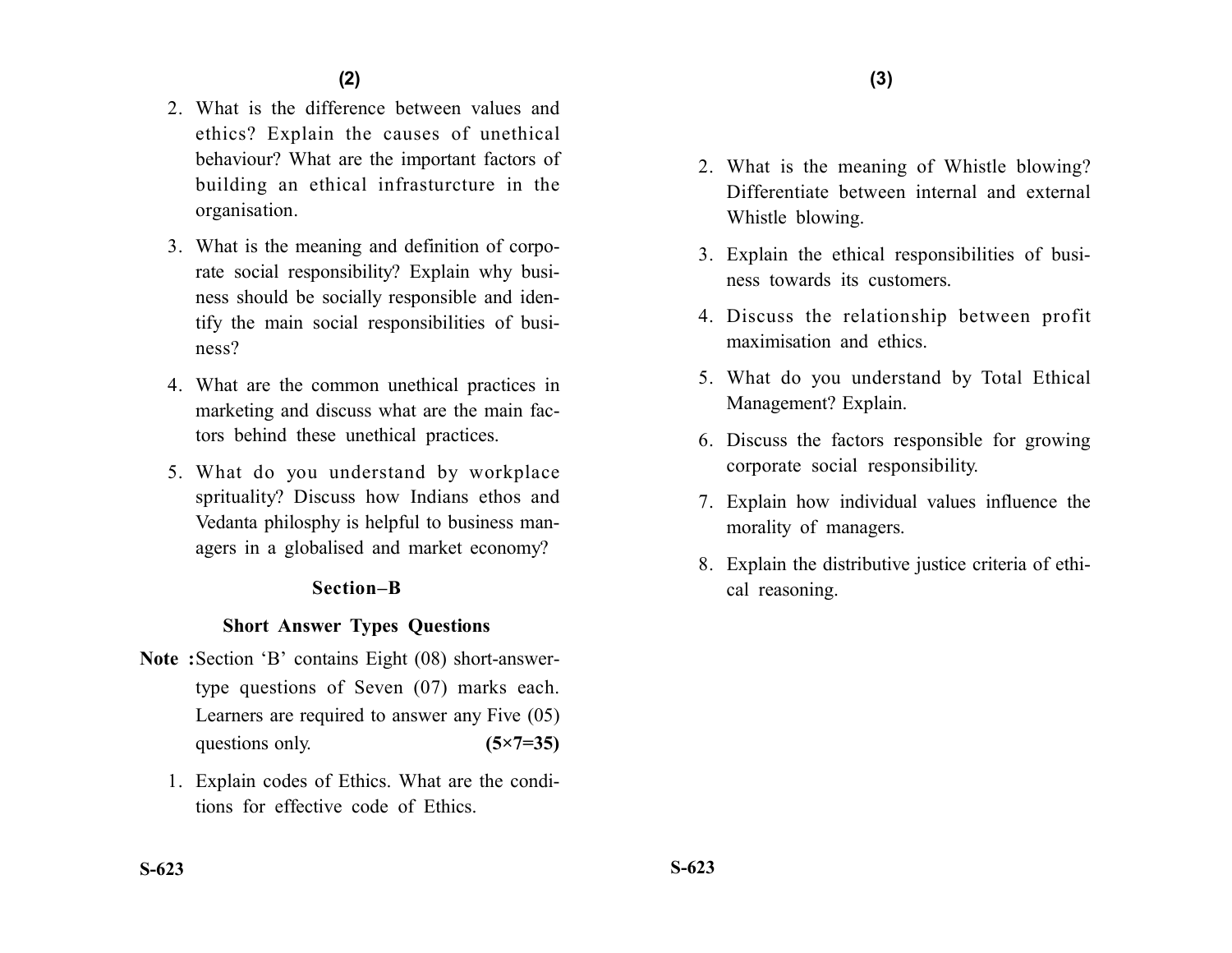2. What is the difference between values and ethics? Explain the causes of unethical behaviour? What are the important factors of building an ethical infrasturcture in the organisation.

3. What is the meaning and definition of corporate social responsibility? Explain why business should be socially responsible and identify the main social responsibilities of business?

4. What are the common unethical practices in marketing and discuss what are the main factors behind these unethical practices.

5. What do you understand by workplace sprituality? Discuss how Indians ethos and Vedanta philosphy is helpful to business managers in a globalised and market economy?

### Section–B

#### Short Answer Types Questions

**Note :** Section 'B' contains Eight (08) short-answer-type questions of Seven (07) marks each. Learners are required to answer any Five (05) questions only. **(5×7=35)**

1. Explain codes of Ethics. What are the conditions for effective code of Ethics.

2. What is the meaning of Whistle blowing? Differentiate between internal and external Whistle blowing.

3. Explain the ethical responsibilities of business towards its customers.

4. Discuss the relationship between profit maximisation and ethics.

5. What do you understand by Total Ethical Management? Explain.

6. Discuss the factors responsible for growing corporate social responsibility.

7. Explain how individual values influence the morality of managers.

8. Explain the distributive justice criteria of ethical reasoning.